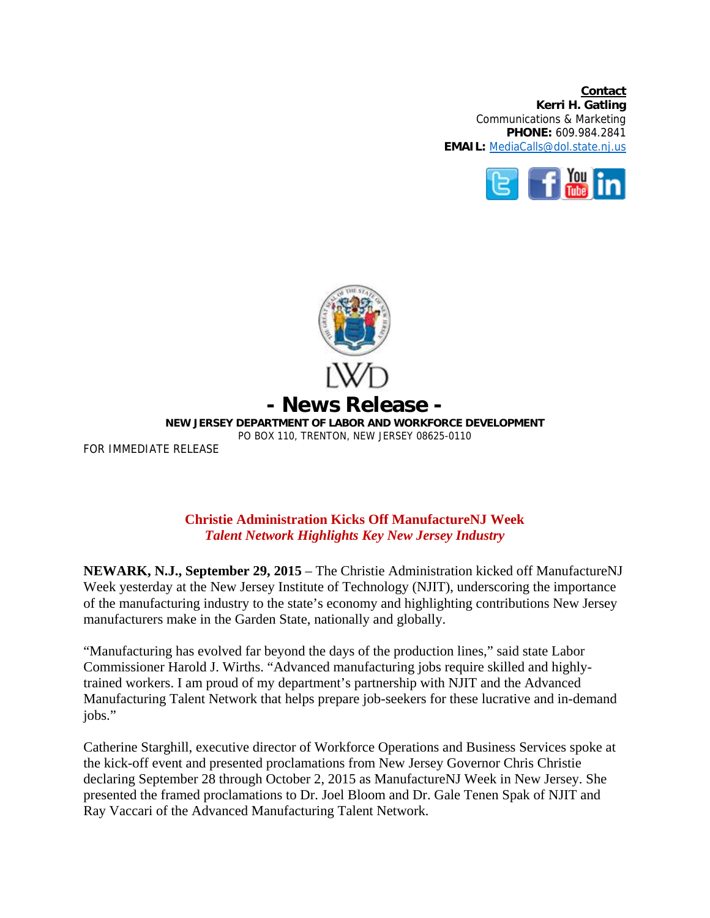**Contact**
**Kerri H. Gatling**
Communications & Marketing
**PHONE:** 609.984.2841
**EMAIL:** MediaCalls@dol.state.nj.us

LWD

# - News Release -

**NEW JERSEY DEPARTMENT OF LABOR AND WORKFORCE DEVELOPMENT**
PO BOX 110, TRENTON, NEW JERSEY 08625-0110

FOR IMMEDIATE RELEASE

## Christie Administration Kicks Off ManufactureNJ Week
### *Talent Network Highlights Key New Jersey Industry*

**NEWARK, N.J., September 29, 2015** – The Christie Administration kicked off ManufactureNJ Week yesterday at the New Jersey Institute of Technology (NJIT), underscoring the importance of the manufacturing industry to the state's economy and highlighting contributions New Jersey manufacturers make in the Garden State, nationally and globally.

"Manufacturing has evolved far beyond the days of the production lines," said state Labor Commissioner Harold J. Wirths. "Advanced manufacturing jobs require skilled and highly-trained workers. I am proud of my department's partnership with NJIT and the Advanced Manufacturing Talent Network that helps prepare job-seekers for these lucrative and in-demand jobs."

Catherine Starghill, executive director of Workforce Operations and Business Services spoke at the kick-off event and presented proclamations from New Jersey Governor Chris Christie declaring September 28 through October 2, 2015 as ManufactureNJ Week in New Jersey. She presented the framed proclamations to Dr. Joel Bloom and Dr. Gale Tenen Spak of NJIT and Ray Vaccari of the Advanced Manufacturing Talent Network.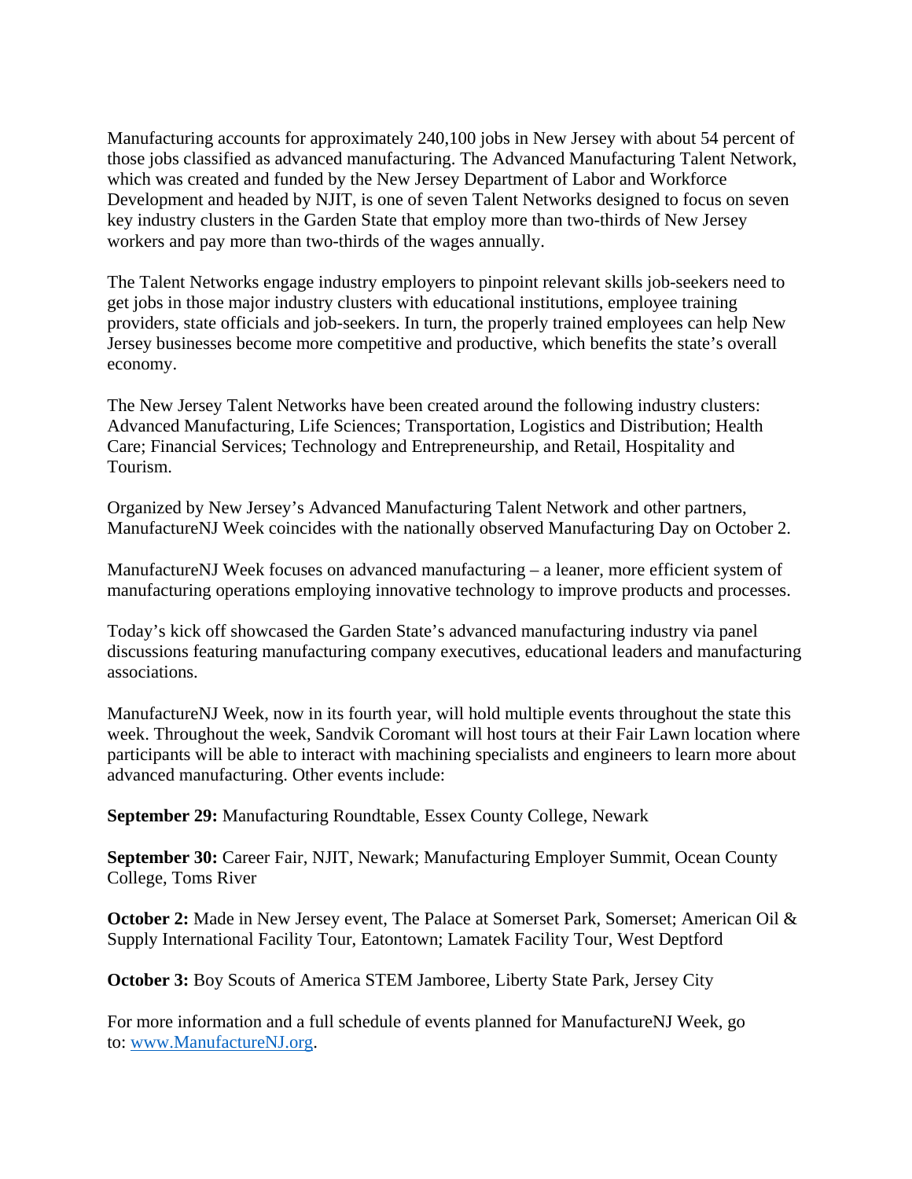Manufacturing accounts for approximately 240,100 jobs in New Jersey with about 54 percent of those jobs classified as advanced manufacturing. The Advanced Manufacturing Talent Network, which was created and funded by the New Jersey Department of Labor and Workforce Development and headed by NJIT, is one of seven Talent Networks designed to focus on seven key industry clusters in the Garden State that employ more than two-thirds of New Jersey workers and pay more than two-thirds of the wages annually.

The Talent Networks engage industry employers to pinpoint relevant skills job-seekers need to get jobs in those major industry clusters with educational institutions, employee training providers, state officials and job-seekers. In turn, the properly trained employees can help New Jersey businesses become more competitive and productive, which benefits the state's overall economy.

The New Jersey Talent Networks have been created around the following industry clusters: Advanced Manufacturing, Life Sciences; Transportation, Logistics and Distribution; Health Care; Financial Services; Technology and Entrepreneurship, and Retail, Hospitality and Tourism.

Organized by New Jersey's Advanced Manufacturing Talent Network and other partners, ManufactureNJ Week coincides with the nationally observed Manufacturing Day on October 2.

ManufactureNJ Week focuses on advanced manufacturing – a leaner, more efficient system of manufacturing operations employing innovative technology to improve products and processes.

Today's kick off showcased the Garden State's advanced manufacturing industry via panel discussions featuring manufacturing company executives, educational leaders and manufacturing associations.

ManufactureNJ Week, now in its fourth year, will hold multiple events throughout the state this week. Throughout the week, Sandvik Coromant will host tours at their Fair Lawn location where participants will be able to interact with machining specialists and engineers to learn more about advanced manufacturing. Other events include:

**September 29:** Manufacturing Roundtable, Essex County College, Newark

**September 30:** Career Fair, NJIT, Newark; Manufacturing Employer Summit, Ocean County College, Toms River

**October 2:** Made in New Jersey event, The Palace at Somerset Park, Somerset; American Oil & Supply International Facility Tour, Eatontown; Lamatek Facility Tour, West Deptford

**October 3:** Boy Scouts of America STEM Jamboree, Liberty State Park, Jersey City

For more information and a full schedule of events planned for ManufactureNJ Week, go to: [www.ManufactureNJ.org](http://www.ManufactureNJ.org).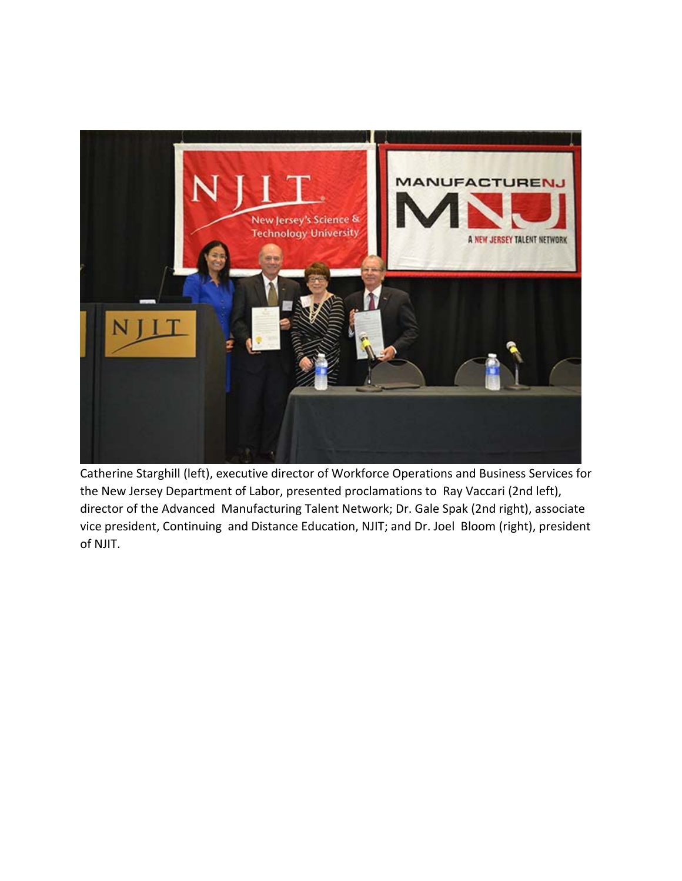Catherine Starghill (left), executive director of Workforce Operations and Business Services for the New Jersey Department of Labor, presented proclamations to Ray Vaccari (2nd left), director of the Advanced Manufacturing Talent Network; Dr. Gale Spak (2nd right), associate vice president, Continuing and Distance Education, NJIT; and Dr. Joel Bloom (right), president of NJIT.